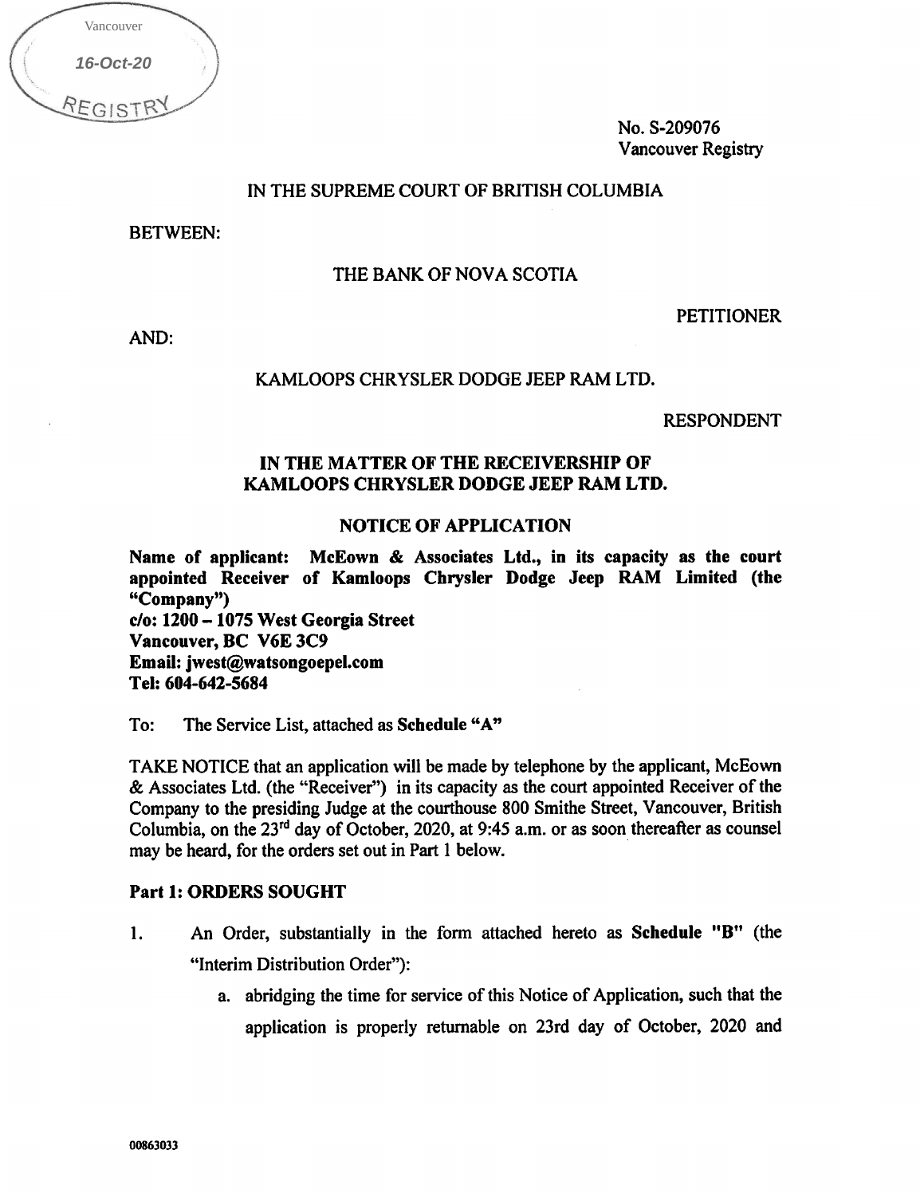Vancouver

16-Oct-20

REGISTRY

No. S-209076
Vancouver Registry

IN THE SUPREME COURT OF BRITISH COLUMBIA

BETWEEN:

THE BANK OF NOVA SCOTIA

PETITIONER

AND:

KAMLOOPS CHRYSLER DODGE JEEP RAM LTD.

RESPONDENT

**IN THE MATTER OF THE RECEIVERSHIP OF KAMLOOPS CHRYSLER DODGE JEEP RAM LTD.**

**NOTICE OF APPLICATION**

**Name of applicant: McEown & Associates Ltd., in its capacity as the court appointed Receiver of Kamloops Chrysler Dodge Jeep RAM Limited (the "Company")**
**c/o: 1200 – 1075 West Georgia Street**
**Vancouver, BC V6E 3C9**
**Email: jwest@watsongoepel.com**
**Tel: 604-642-5684**

To: The Service List, attached as **Schedule "A"**

TAKE NOTICE that an application will be made by telephone by the applicant, McEown & Associates Ltd. (the "Receiver") in its capacity as the court appointed Receiver of the Company to the presiding Judge at the courthouse 800 Smithe Street, Vancouver, British Columbia, on the 23rd day of October, 2020, at 9:45 a.m. or as soon thereafter as counsel may be heard, for the orders set out in Part 1 below.

**Part 1: ORDERS SOUGHT**

1. An Order, substantially in the form attached hereto as **Schedule "B"** (the "Interim Distribution Order"):
   a. abridging the time for service of this Notice of Application, such that the application is properly returnable on 23rd day of October, 2020 and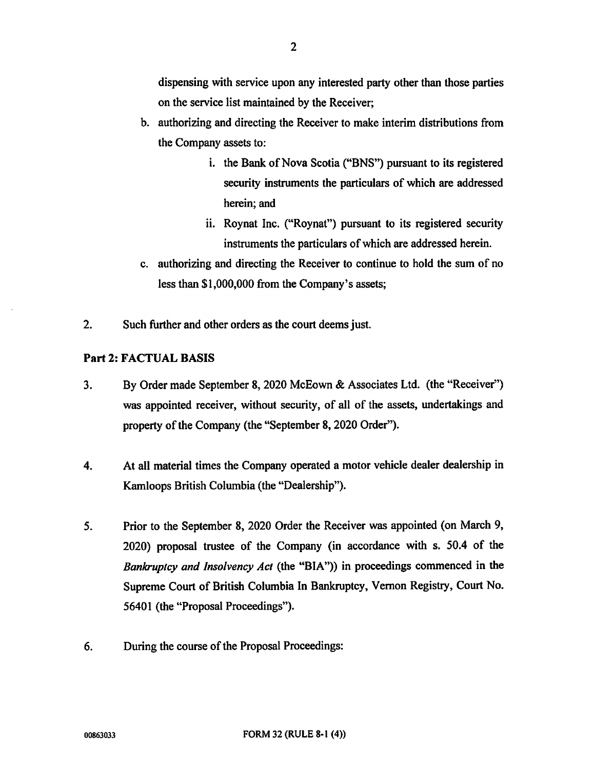dispensing with service upon any interested party other than those parties on the service list maintained by the Receiver;

b. authorizing and directing the Receiver to make interim distributions from the Company assets to:

    i. the Bank of Nova Scotia ("BNS") pursuant to its registered security instruments the particulars of which are addressed herein; and

    ii. Roynat Inc. ("Roynat") pursuant to its registered security instruments the particulars of which are addressed herein.

c. authorizing and directing the Receiver to continue to hold the sum of no less than $1,000,000 from the Company's assets;

2. Such further and other orders as the court deems just.

**Part 2: FACTUAL BASIS**

3. By Order made September 8, 2020 McEown & Associates Ltd. (the "Receiver") was appointed receiver, without security, of all of the assets, undertakings and property of the Company (the "September 8, 2020 Order").

4. At all material times the Company operated a motor vehicle dealer dealership in Kamloops British Columbia (the "Dealership").

5. Prior to the September 8, 2020 Order the Receiver was appointed (on March 9, 2020) proposal trustee of the Company (in accordance with s. 50.4 of the *Bankruptcy and Insolvency Act* (the "BIA")) in proceedings commenced in the Supreme Court of British Columbia In Bankruptcy, Vernon Registry, Court No. 56401 (the "Proposal Proceedings").

6. During the course of the Proposal Proceedings:

00863033 FORM 32 (RULE 8-1 (4))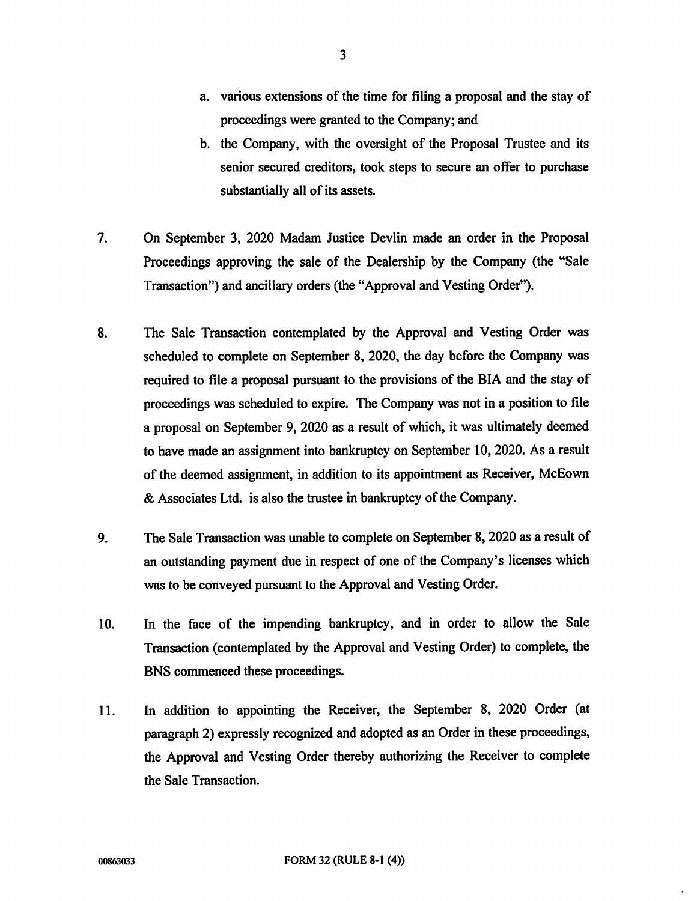a. various extensions of the time for filing a proposal and the stay of proceedings were granted to the Company; and

b. the Company, with the oversight of the Proposal Trustee and its senior secured creditors, took steps to secure an offer to purchase substantially all of its assets.

7. On September 3, 2020 Madam Justice Devlin made an order in the Proposal Proceedings approving the sale of the Dealership by the Company (the "Sale Transaction") and ancillary orders (the "Approval and Vesting Order").

8. The Sale Transaction contemplated by the Approval and Vesting Order was scheduled to complete on September 8, 2020, the day before the Company was required to file a proposal pursuant to the provisions of the BIA and the stay of proceedings was scheduled to expire. The Company was not in a position to file a proposal on September 9, 2020 as a result of which, it was ultimately deemed to have made an assignment into bankruptcy on September 10, 2020. As a result of the deemed assignment, in addition to its appointment as Receiver, McEown & Associates Ltd. is also the trustee in bankruptcy of the Company.

9. The Sale Transaction was unable to complete on September 8, 2020 as a result of an outstanding payment due in respect of one of the Company's licenses which was to be conveyed pursuant to the Approval and Vesting Order.

10. In the face of the impending bankruptcy, and in order to allow the Sale Transaction (contemplated by the Approval and Vesting Order) to complete, the BNS commenced these proceedings.

11. In addition to appointing the Receiver, the September 8, 2020 Order (at paragraph 2) expressly recognized and adopted as an Order in these proceedings, the Approval and Vesting Order thereby authorizing the Receiver to complete the Sale Transaction.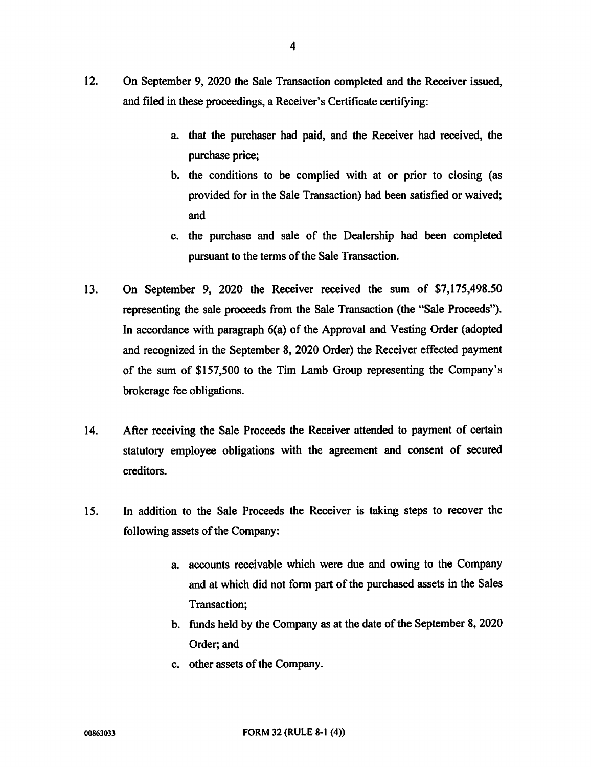12. On September 9, 2020 the Sale Transaction completed and the Receiver issued, and filed in these proceedings, a Receiver's Certificate certifying:

    a. that the purchaser had paid, and the Receiver had received, the purchase price;

    b. the conditions to be complied with at or prior to closing (as provided for in the Sale Transaction) had been satisfied or waived; and

    c. the purchase and sale of the Dealership had been completed pursuant to the terms of the Sale Transaction.

13. On September 9, 2020 the Receiver received the sum of $7,175,498.50 representing the sale proceeds from the Sale Transaction (the "Sale Proceeds"). In accordance with paragraph 6(a) of the Approval and Vesting Order (adopted and recognized in the September 8, 2020 Order) the Receiver effected payment of the sum of $157,500 to the Tim Lamb Group representing the Company's brokerage fee obligations.

14. After receiving the Sale Proceeds the Receiver attended to payment of certain statutory employee obligations with the agreement and consent of secured creditors.

15. In addition to the Sale Proceeds the Receiver is taking steps to recover the following assets of the Company:

    a. accounts receivable which were due and owing to the Company and at which did not form part of the purchased assets in the Sales Transaction;

    b. funds held by the Company as at the date of the September 8, 2020 Order; and

    c. other assets of the Company.

00863033 FORM 32 (RULE 8-1 (4))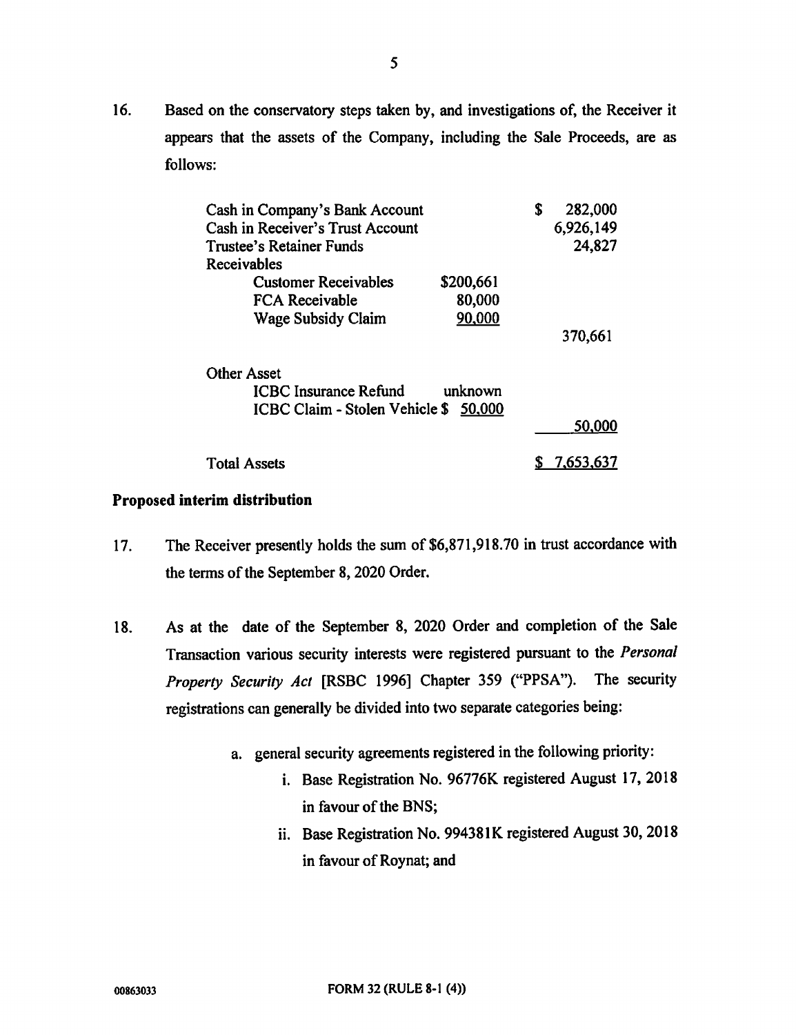16. Based on the conservatory steps taken by, and investigations of, the Receiver it appears that the assets of the Company, including the Sale Proceeds, are as follows:

| | | |
|---|---|---|
| Cash in Company's Bank Account | | $ 282,000 |
| Cash in Receiver's Trust Account | | 6,926,149 |
| Trustee's Retainer Funds | | 24,827 |
| Receivables | | |
| Customer Receivables | $200,661 | |
| FCA Receivable | 80,000 | |
| Wage Subsidy Claim | 90,000 | |
| | | 370,661 |
| Other Asset | | |
| ICBC Insurance Refund | unknown | |
| ICBC Claim - Stolen Vehicle | $ 50,000 | |
| | | 50,000 |
| Total Assets | | $ 7,653,637 |

**Proposed interim distribution**

17. The Receiver presently holds the sum of $6,871,918.70 in trust accordance with the terms of the September 8, 2020 Order.

18. As at the date of the September 8, 2020 Order and completion of the Sale Transaction various security interests were registered pursuant to the *Personal Property Security Act* [RSBC 1996] Chapter 359 ("PPSA"). The security registrations can generally be divided into two separate categories being:

   a. general security agreements registered in the following priority:
      i. Base Registration No. 96776K registered August 17, 2018 in favour of the BNS;
      ii. Base Registration No. 994381K registered August 30, 2018 in favour of Roynat; and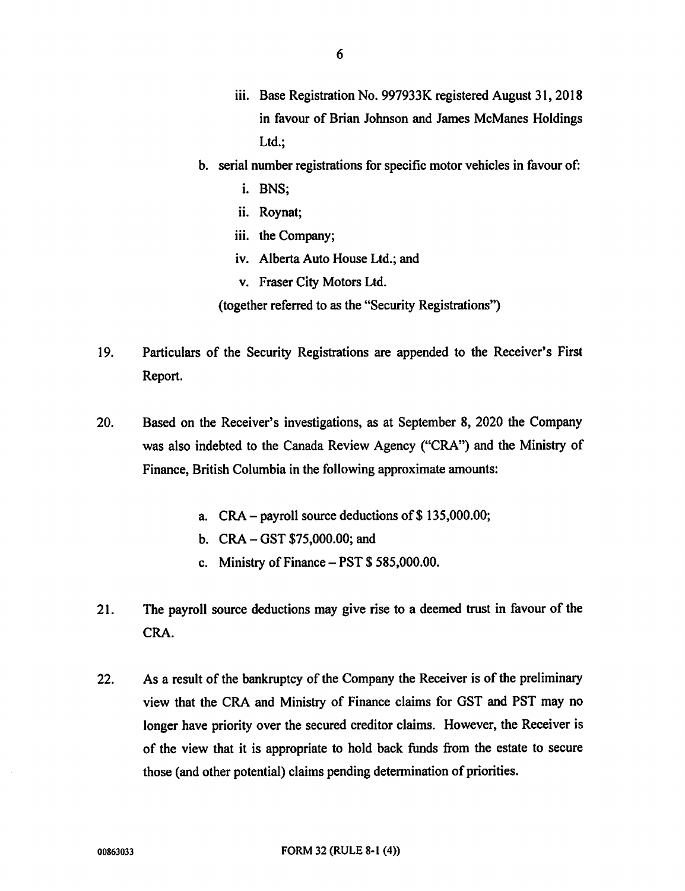iii. Base Registration No. 997933K registered August 31, 2018 in favour of Brian Johnson and James McManes Holdings Ltd.;

b. serial number registrations for specific motor vehicles in favour of:

   i. BNS;

   ii. Roynat;

   iii. the Company;

   iv. Alberta Auto House Ltd.; and

   v. Fraser City Motors Ltd.

(together referred to as the "Security Registrations")

19. Particulars of the Security Registrations are appended to the Receiver's First Report.

20. Based on the Receiver's investigations, as at September 8, 2020 the Company was also indebted to the Canada Review Agency ("CRA") and the Ministry of Finance, British Columbia in the following approximate amounts:

   a. CRA – payroll source deductions of $ 135,000.00;

   b. CRA – GST $75,000.00; and

   c. Ministry of Finance – PST $ 585,000.00.

21. The payroll source deductions may give rise to a deemed trust in favour of the CRA.

22. As a result of the bankruptcy of the Company the Receiver is of the preliminary view that the CRA and Ministry of Finance claims for GST and PST may no longer have priority over the secured creditor claims. However, the Receiver is of the view that it is appropriate to hold back funds from the estate to secure those (and other potential) claims pending determination of priorities.

00863033 FORM 32 (RULE 8-1 (4))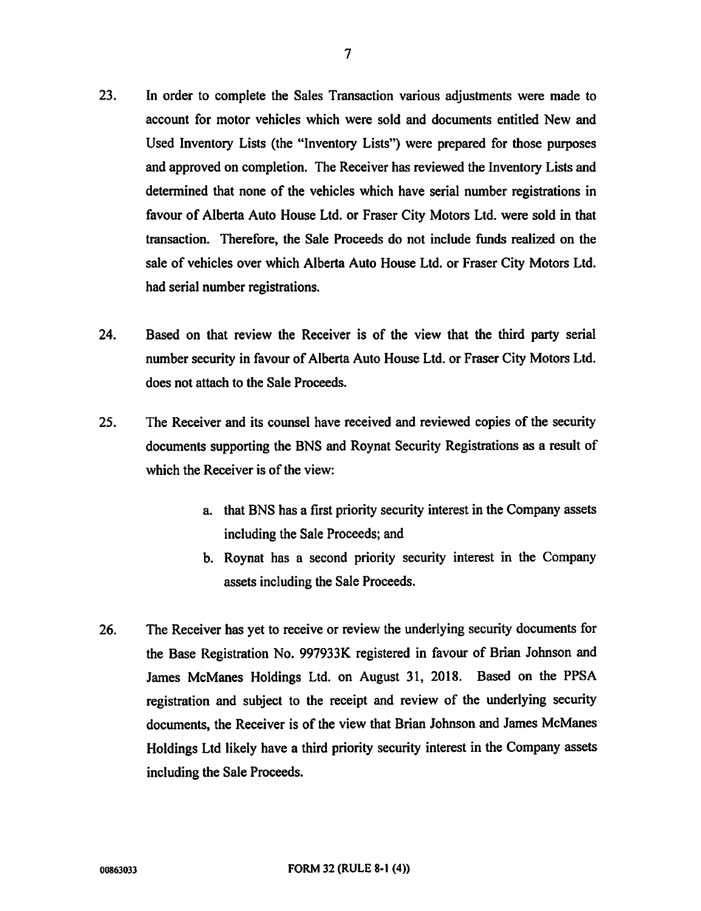23. In order to complete the Sales Transaction various adjustments were made to account for motor vehicles which were sold and documents entitled New and Used Inventory Lists (the "Inventory Lists") were prepared for those purposes and approved on completion. The Receiver has reviewed the Inventory Lists and determined that none of the vehicles which have serial number registrations in favour of Alberta Auto House Ltd. or Fraser City Motors Ltd. were sold in that transaction. Therefore, the Sale Proceeds do not include funds realized on the sale of vehicles over which Alberta Auto House Ltd. or Fraser City Motors Ltd. had serial number registrations.

24. Based on that review the Receiver is of the view that the third party serial number security in favour of Alberta Auto House Ltd. or Fraser City Motors Ltd. does not attach to the Sale Proceeds.

25. The Receiver and its counsel have received and reviewed copies of the security documents supporting the BNS and Roynat Security Registrations as a result of which the Receiver is of the view:

    a. that BNS has a first priority security interest in the Company assets including the Sale Proceeds; and
    b. Roynat has a second priority security interest in the Company assets including the Sale Proceeds.

26. The Receiver has yet to receive or review the underlying security documents for the Base Registration No. 997933K registered in favour of Brian Johnson and James McManes Holdings Ltd. on August 31, 2018. Based on the PPSA registration and subject to the receipt and review of the underlying security documents, the Receiver is of the view that Brian Johnson and James McManes Holdings Ltd likely have a third priority security interest in the Company assets including the Sale Proceeds.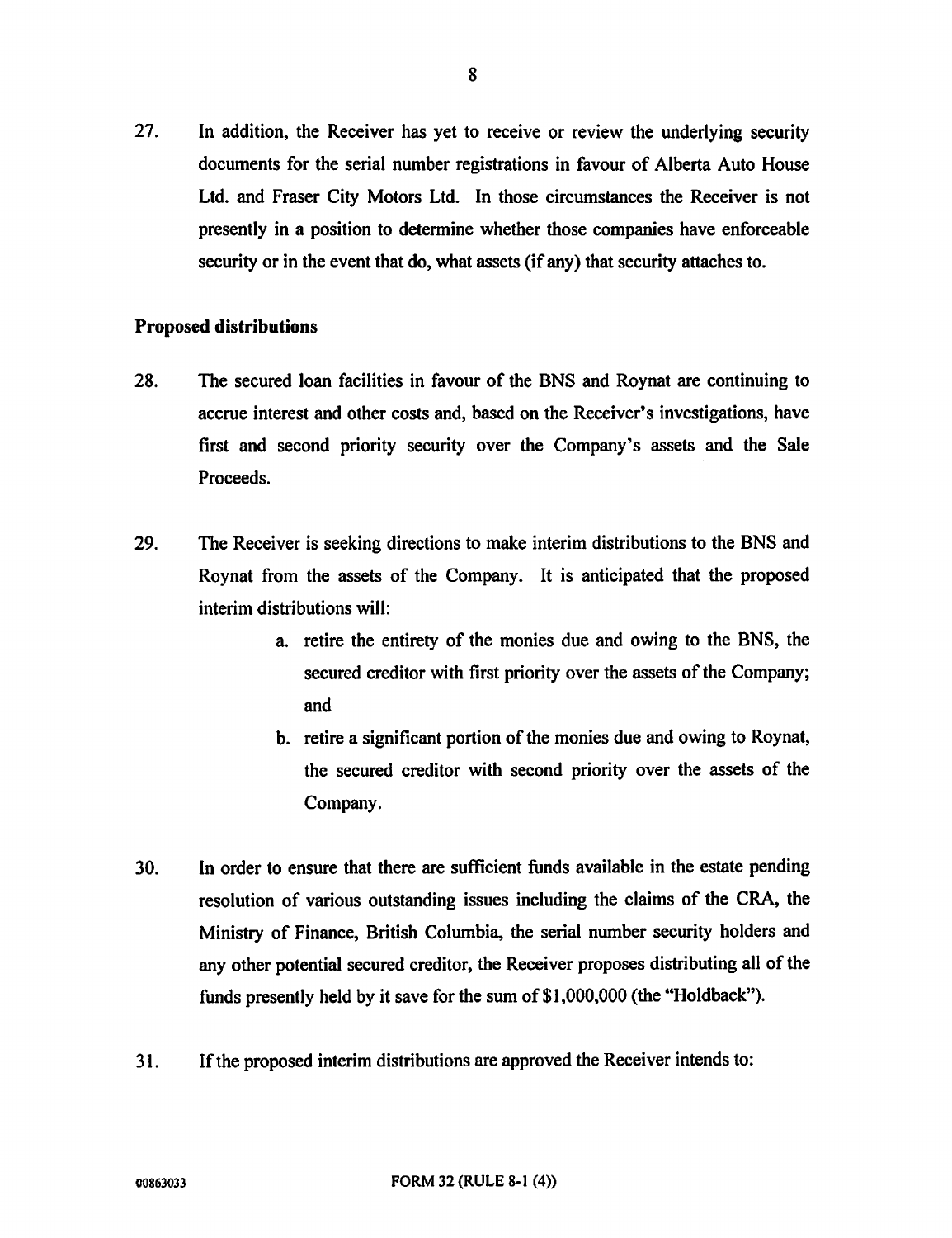27. In addition, the Receiver has yet to receive or review the underlying security documents for the serial number registrations in favour of Alberta Auto House Ltd. and Fraser City Motors Ltd. In those circumstances the Receiver is not presently in a position to determine whether those companies have enforceable security or in the event that do, what assets (if any) that security attaches to.

**Proposed distributions**

28. The secured loan facilities in favour of the BNS and Roynat are continuing to accrue interest and other costs and, based on the Receiver's investigations, have first and second priority security over the Company's assets and the Sale Proceeds.

29. The Receiver is seeking directions to make interim distributions to the BNS and Roynat from the assets of the Company. It is anticipated that the proposed interim distributions will:

    a. retire the entirety of the monies due and owing to the BNS, the secured creditor with first priority over the assets of the Company; and

    b. retire a significant portion of the monies due and owing to Roynat, the secured creditor with second priority over the assets of the Company.

30. In order to ensure that there are sufficient funds available in the estate pending resolution of various outstanding issues including the claims of the CRA, the Ministry of Finance, British Columbia, the serial number security holders and any other potential secured creditor, the Receiver proposes distributing all of the funds presently held by it save for the sum of $1,000,000 (the "Holdback").

31. If the proposed interim distributions are approved the Receiver intends to: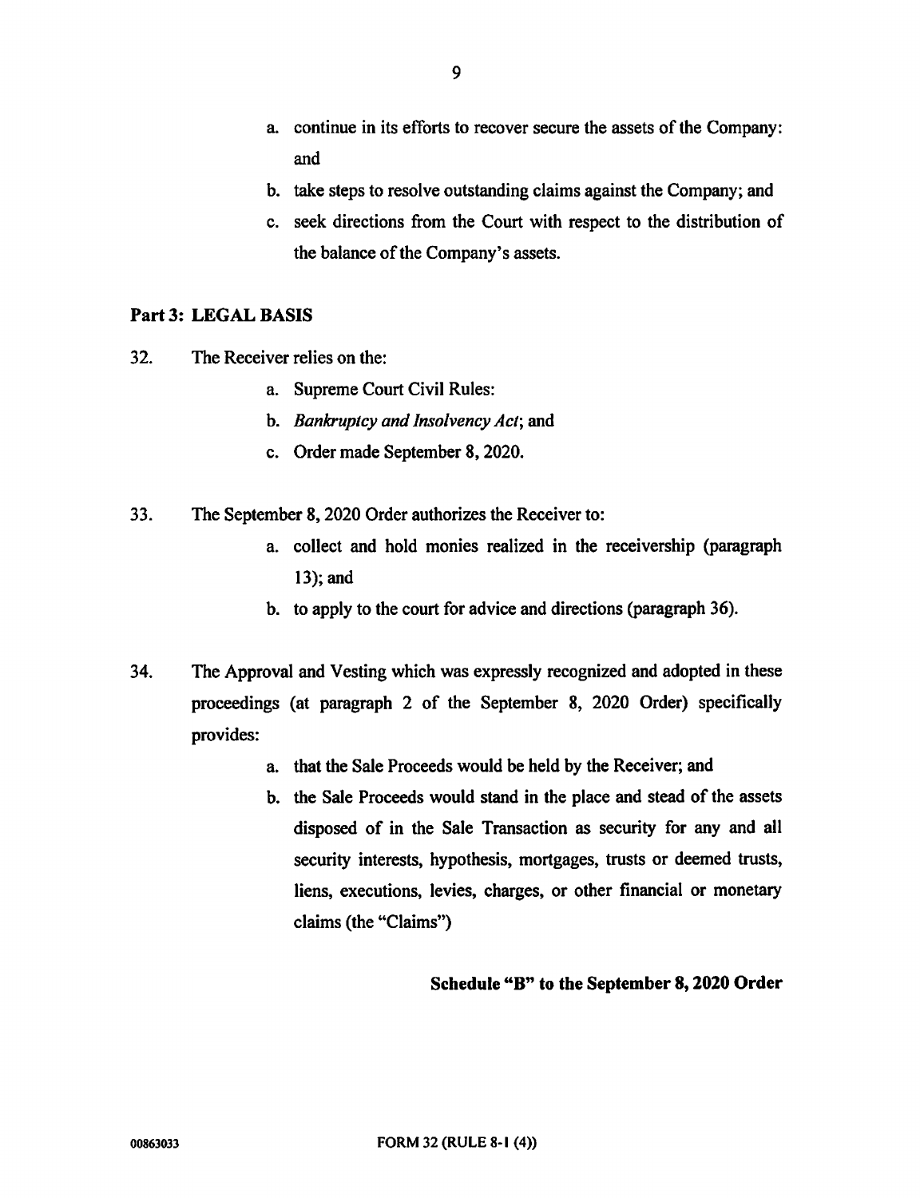a. continue in its efforts to recover secure the assets of the Company: and

b. take steps to resolve outstanding claims against the Company; and

c. seek directions from the Court with respect to the distribution of the balance of the Company's assets.

**Part 3: LEGAL BASIS**

32. The Receiver relies on the:

    a. Supreme Court Civil Rules:

    b. *Bankruptcy and Insolvency Act*; and

    c. Order made September 8, 2020.

33. The September 8, 2020 Order authorizes the Receiver to:

    a. collect and hold monies realized in the receivership (paragraph 13); and

    b. to apply to the court for advice and directions (paragraph 36).

34. The Approval and Vesting which was expressly recognized and adopted in these proceedings (at paragraph 2 of the September 8, 2020 Order) specifically provides:

    a. that the Sale Proceeds would be held by the Receiver; and

    b. the Sale Proceeds would stand in the place and stead of the assets disposed of in the Sale Transaction as security for any and all security interests, hypothesis, mortgages, trusts or deemed trusts, liens, executions, levies, charges, or other financial or monetary claims (the "Claims")

**Schedule "B" to the September 8, 2020 Order**

00863033 FORM 32 (RULE 8-1 (4))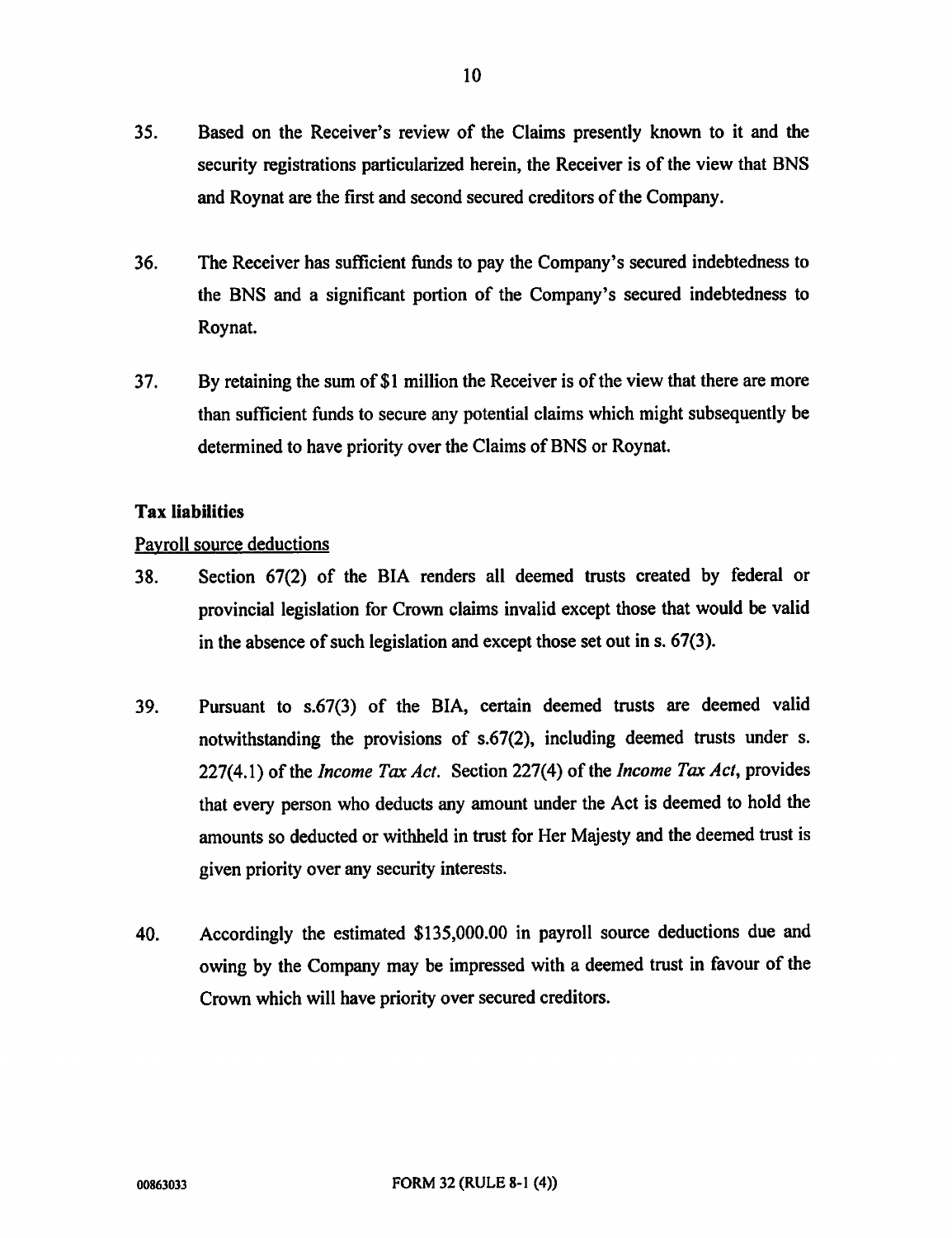35. Based on the Receiver's review of the Claims presently known to it and the security registrations particularized herein, the Receiver is of the view that BNS and Roynat are the first and second secured creditors of the Company.

36. The Receiver has sufficient funds to pay the Company's secured indebtedness to the BNS and a significant portion of the Company's secured indebtedness to Roynat.

37. By retaining the sum of $1 million the Receiver is of the view that there are more than sufficient funds to secure any potential claims which might subsequently be determined to have priority over the Claims of BNS or Roynat.

**Tax liabilities**

Payroll source deductions

38. Section 67(2) of the BIA renders all deemed trusts created by federal or provincial legislation for Crown claims invalid except those that would be valid in the absence of such legislation and except those set out in s. 67(3).

39. Pursuant to s.67(3) of the BIA, certain deemed trusts are deemed valid notwithstanding the provisions of s.67(2), including deemed trusts under s. 227(4.1) of the *Income Tax Act*. Section 227(4) of the *Income Tax Act*, provides that every person who deducts any amount under the Act is deemed to hold the amounts so deducted or withheld in trust for Her Majesty and the deemed trust is given priority over any security interests.

40. Accordingly the estimated $135,000.00 in payroll source deductions due and owing by the Company may be impressed with a deemed trust in favour of the Crown which will have priority over secured creditors.

00863033 FORM 32 (RULE 8-1 (4))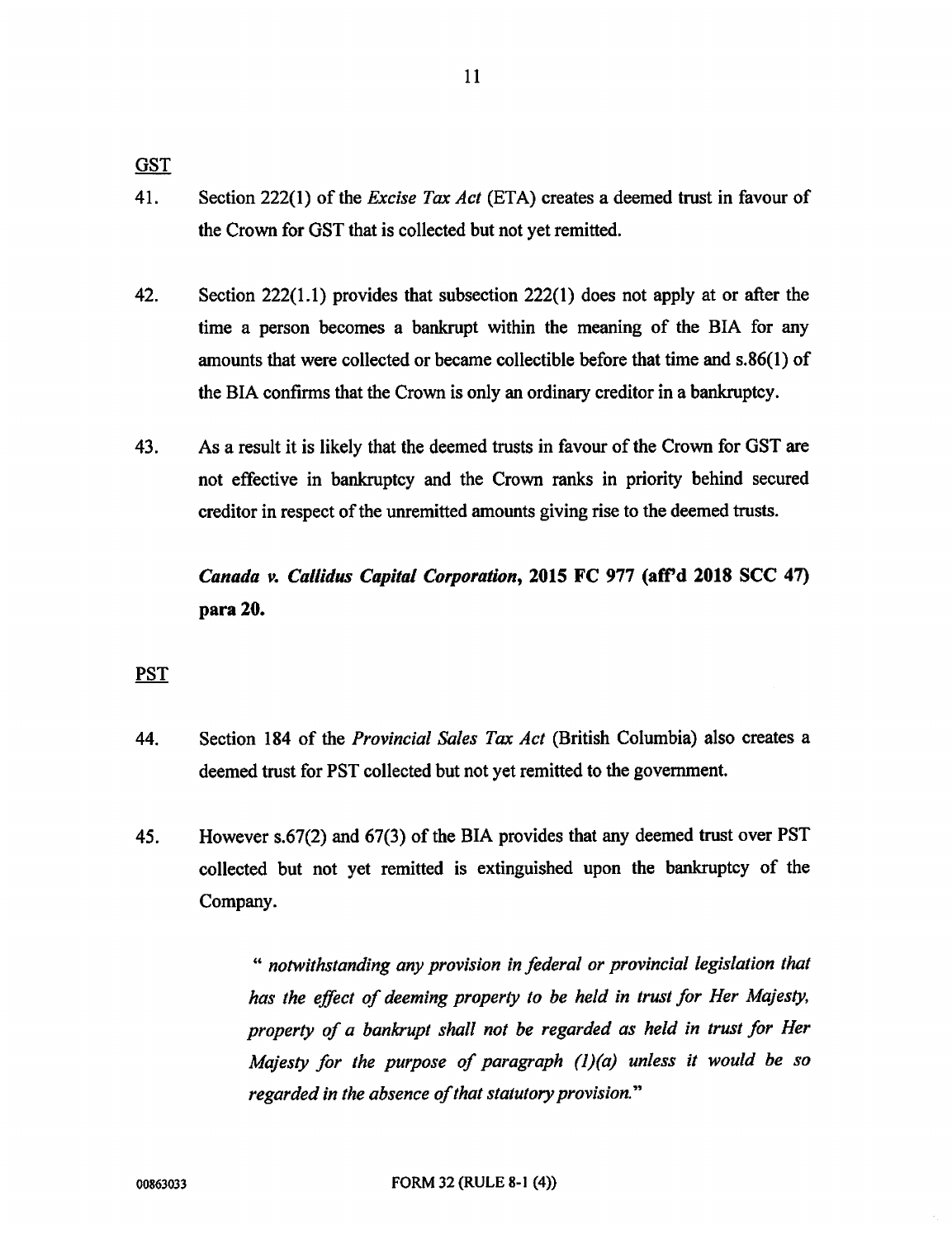<u>GST</u>

41. Section 222(1) of the *Excise Tax Act* (ETA) creates a deemed trust in favour of the Crown for GST that is collected but not yet remitted.

42. Section 222(1.1) provides that subsection 222(1) does not apply at or after the time a person becomes a bankrupt within the meaning of the BIA for any amounts that were collected or became collectible before that time and s.86(1) of the BIA confirms that the Crown is only an ordinary creditor in a bankruptcy.

43. As a result it is likely that the deemed trusts in favour of the Crown for GST are not effective in bankruptcy and the Crown ranks in priority behind secured creditor in respect of the unremitted amounts giving rise to the deemed trusts.

> ***Canada v. Callidus Capital Corporation*, 2015 FC 977 (aff'd 2018 SCC 47) para 20.**

<u>PST</u>

44. Section 184 of the *Provincial Sales Tax Act* (British Columbia) also creates a deemed trust for PST collected but not yet remitted to the government.

45. However s.67(2) and 67(3) of the BIA provides that any deemed trust over PST collected but not yet remitted is extinguished upon the bankruptcy of the Company.

> " *notwithstanding any provision in federal or provincial legislation that has the effect of deeming property to be held in trust for Her Majesty, property of a bankrupt shall not be regarded as held in trust for Her Majesty for the purpose of paragraph (1)(a) unless it would be so regarded in the absence of that statutory provision.*"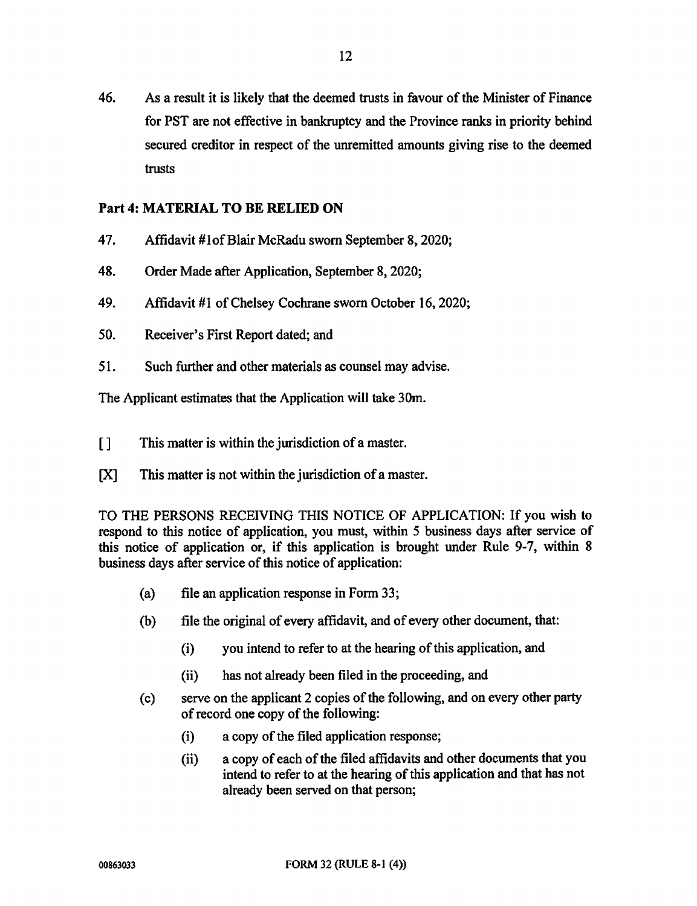46. As a result it is likely that the deemed trusts in favour of the Minister of Finance for PST are not effective in bankruptcy and the Province ranks in priority behind secured creditor in respect of the unremitted amounts giving rise to the deemed trusts

## Part 4: MATERIAL TO BE RELIED ON

47. Affidavit #1of Blair McRadu sworn September 8, 2020;

48. Order Made after Application, September 8, 2020;

49. Affidavit #1 of Chelsey Cochrane sworn October 16, 2020;

50. Receiver's First Report dated; and

51. Such further and other materials as counsel may advise.

The Applicant estimates that the Application will take 30m.

[ ] This matter is within the jurisdiction of a master.

[X] This matter is not within the jurisdiction of a master.

TO THE PERSONS RECEIVING THIS NOTICE OF APPLICATION: If you wish to respond to this notice of application, you must, within 5 business days after service of this notice of application or, if this application is brought under Rule 9-7, within 8 business days after service of this notice of application:

(a) file an application response in Form 33;

(b) file the original of every affidavit, and of every other document, that:

   (i) you intend to refer to at the hearing of this application, and

   (ii) has not already been filed in the proceeding, and

(c) serve on the applicant 2 copies of the following, and on every other party of record one copy of the following:

   (i) a copy of the filed application response;

   (ii) a copy of each of the filed affidavits and other documents that you intend to refer to at the hearing of this application and that has not already been served on that person;

00863033 FORM 32 (RULE 8-1 (4))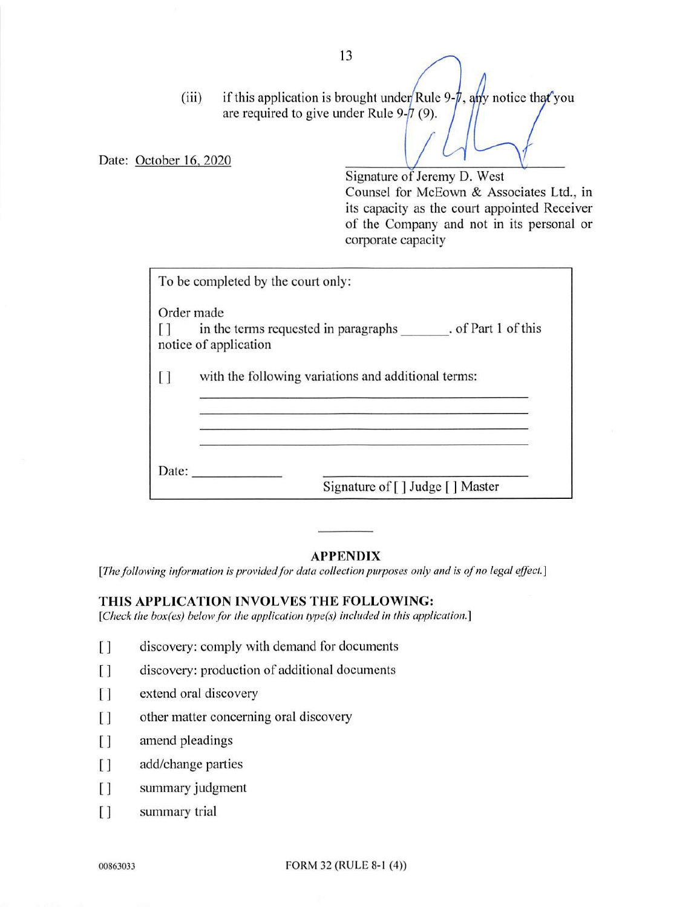(iii) if this application is brought under Rule 9-7, any notice that you are required to give under Rule 9-7 (9).

Date: October 16, 2020

Signature of Jeremy D. West
Counsel for McEown & Associates Ltd., in its capacity as the court appointed Receiver of the Company and not in its personal or corporate capacity

| To be completed by the court only: |
|---|
| Order made |
| [ ] in the terms requested in paragraphs ________ of Part 1 of this notice of application |
| [ ] with the following variations and additional terms: |
| ____________________ |
| ____________________ |
| ____________________ |
| ____________________ |
| Date: ____________ Signature of [ ] Judge [ ] Master |

---

**APPENDIX**

*[The following information is provided for data collection purposes only and is of no legal effect.]*

**THIS APPLICATION INVOLVES THE FOLLOWING:**

*[Check the box(es) below for the application type(s) included in this application.]*

[ ] discovery: comply with demand for documents

[ ] discovery: production of additional documents

[ ] extend oral discovery

[ ] other matter concerning oral discovery

[ ] amend pleadings

[ ] add/change parties

[ ] summary judgment

[ ] summary trial

00863033 FORM 32 (RULE 8-1 (4))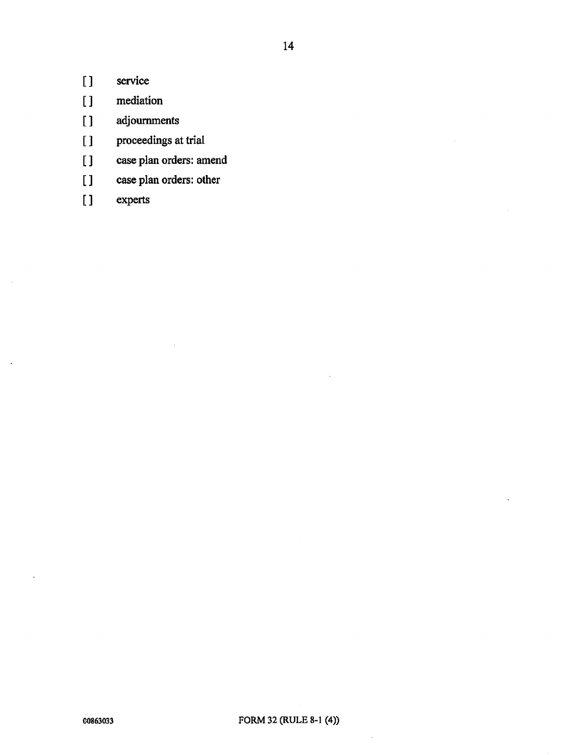[] service

[] mediation

[] adjournments

[] proceedings at trial

[] case plan orders: amend

[] case plan orders: other

[] experts

00863033 FORM 32 (RULE 8-1 (4))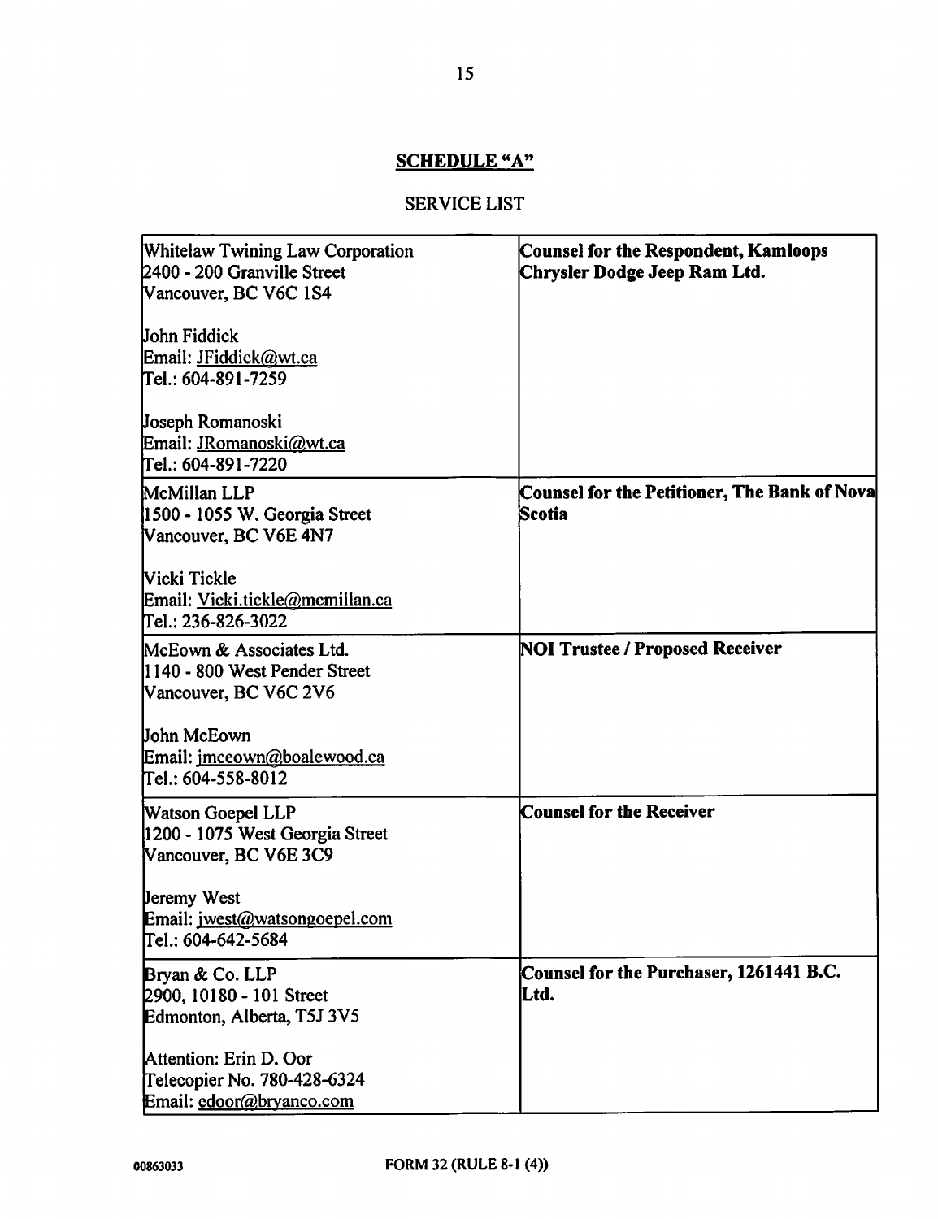## SCHEDULE "A"

SERVICE LIST

| | |
|---|---|
| Whitelaw Twining Law Corporation<br>2400 - 200 Granville Street<br>Vancouver, BC V6C 1S4<br><br>John Fiddick<br>Email: JFiddick@wt.ca<br>Tel.: 604-891-7259<br><br>Joseph Romanoski<br>Email: JRomanoski@wt.ca<br>Tel.: 604-891-7220 | **Counsel for the Respondent, Kamloops Chrysler Dodge Jeep Ram Ltd.** |
| McMillan LLP<br>1500 - 1055 W. Georgia Street<br>Vancouver, BC V6E 4N7<br><br>Vicki Tickle<br>Email: Vicki.tickle@mcmillan.ca<br>Tel.: 236-826-3022 | **Counsel for the Petitioner, The Bank of Nova Scotia** |
| McEown & Associates Ltd.<br>1140 - 800 West Pender Street<br>Vancouver, BC V6C 2V6<br><br>John McEown<br>Email: jmceown@boalewood.ca<br>Tel.: 604-558-8012 | **NOI Trustee / Proposed Receiver** |
| Watson Goepel LLP<br>1200 - 1075 West Georgia Street<br>Vancouver, BC V6E 3C9<br><br>Jeremy West<br>Email: jwest@watsongoepel.com<br>Tel.: 604-642-5684 | **Counsel for the Receiver** |
| Bryan & Co. LLP<br>2900, 10180 - 101 Street<br>Edmonton, Alberta, T5J 3V5<br><br>Attention: Erin D. Oor<br>Telecopier No. 780-428-6324<br>Email: edoor@bryanco.com | **Counsel for the Purchaser, 1261441 B.C. Ltd.** |

00863033

FORM 32 (RULE 8-1 (4))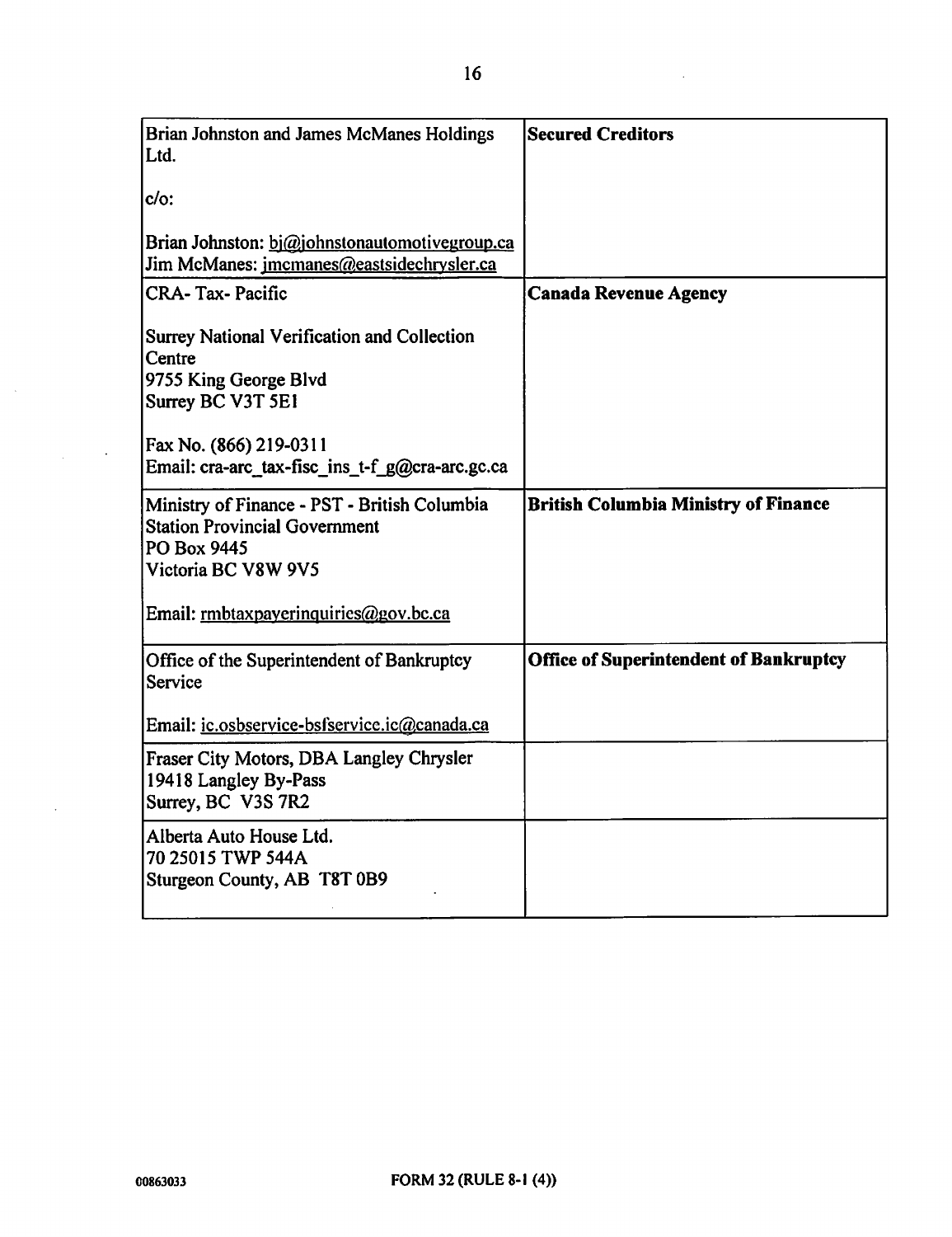| | |
|---|---|
| Brian Johnston and James McManes Holdings Ltd.<br><br>c/o:<br><br>Brian Johnston: bj@johnstonautomotivegroup.ca<br>Jim McManes: jmcmanes@eastsidechrysler.ca | **Secured Creditors** |
| CRA- Tax- Pacific<br><br>Surrey National Verification and Collection Centre<br>9755 King George Blvd<br>Surrey BC V3T 5E1<br><br>Fax No. (866) 219-0311<br>Email: cra-arc_tax-fisc_ins_t-f_g@cra-arc.gc.ca | **Canada Revenue Agency** |
| Ministry of Finance - PST - British Columbia<br>Station Provincial Government<br>PO Box 9445<br>Victoria BC V8W 9V5<br><br>Email: rmbtaxpayerinquiries@gov.bc.ca | **British Columbia Ministry of Finance** |
| Office of the Superintendent of Bankruptcy Service<br><br>Email: ic.osbservice-bsfservice.ic@canada.ca | **Office of Superintendent of Bankruptcy** |
| Fraser City Motors, DBA Langley Chrysler<br>19418 Langley By-Pass<br>Surrey, BC V3S 7R2 | |
| Alberta Auto House Ltd.<br>70 25015 TWP 544A<br>Sturgeon County, AB T8T 0B9 | |

00863033 FORM 32 (RULE 8-1 (4))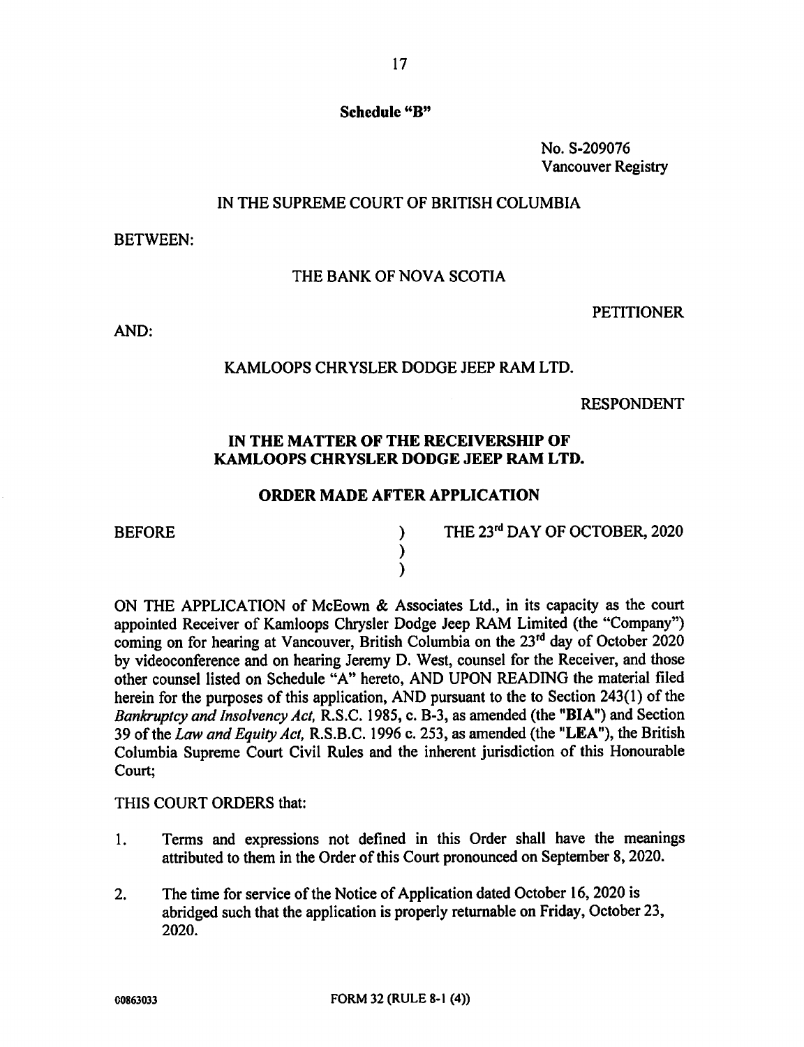**Schedule "B"**

No. S-209076
Vancouver Registry

IN THE SUPREME COURT OF BRITISH COLUMBIA

BETWEEN:

THE BANK OF NOVA SCOTIA

PETITIONER

AND:

KAMLOOPS CHRYSLER DODGE JEEP RAM LTD.

RESPONDENT

**IN THE MATTER OF THE RECEIVERSHIP OF KAMLOOPS CHRYSLER DODGE JEEP RAM LTD.**

**ORDER MADE AFTER APPLICATION**

| | | |
|---|---|---|
| BEFORE | ) | THE 23rd DAY OF OCTOBER, 2020 |
| | ) | |
| | ) | |

ON THE APPLICATION of McEown & Associates Ltd., in its capacity as the court appointed Receiver of Kamloops Chrysler Dodge Jeep RAM Limited (the "Company") coming on for hearing at Vancouver, British Columbia on the 23rd day of October 2020 by videoconference and on hearing Jeremy D. West, counsel for the Receiver, and those other counsel listed on Schedule "A" hereto, AND UPON READING the material filed herein for the purposes of this application, AND pursuant to the to Section 243(1) of the *Bankruptcy and Insolvency Act,* R.S.C. 1985, c. B-3, as amended (the "**BIA**") and Section 39 of the *Law and Equity Act,* R.S.B.C. 1996 c. 253, as amended (the "**LEA**"), the British Columbia Supreme Court Civil Rules and the inherent jurisdiction of this Honourable Court;

THIS COURT ORDERS that:

1. Terms and expressions not defined in this Order shall have the meanings attributed to them in the Order of this Court pronounced on September 8, 2020.

2. The time for service of the Notice of Application dated October 16, 2020 is abridged such that the application is properly returnable on Friday, October 23, 2020.

00863033 FORM 32 (RULE 8-1 (4))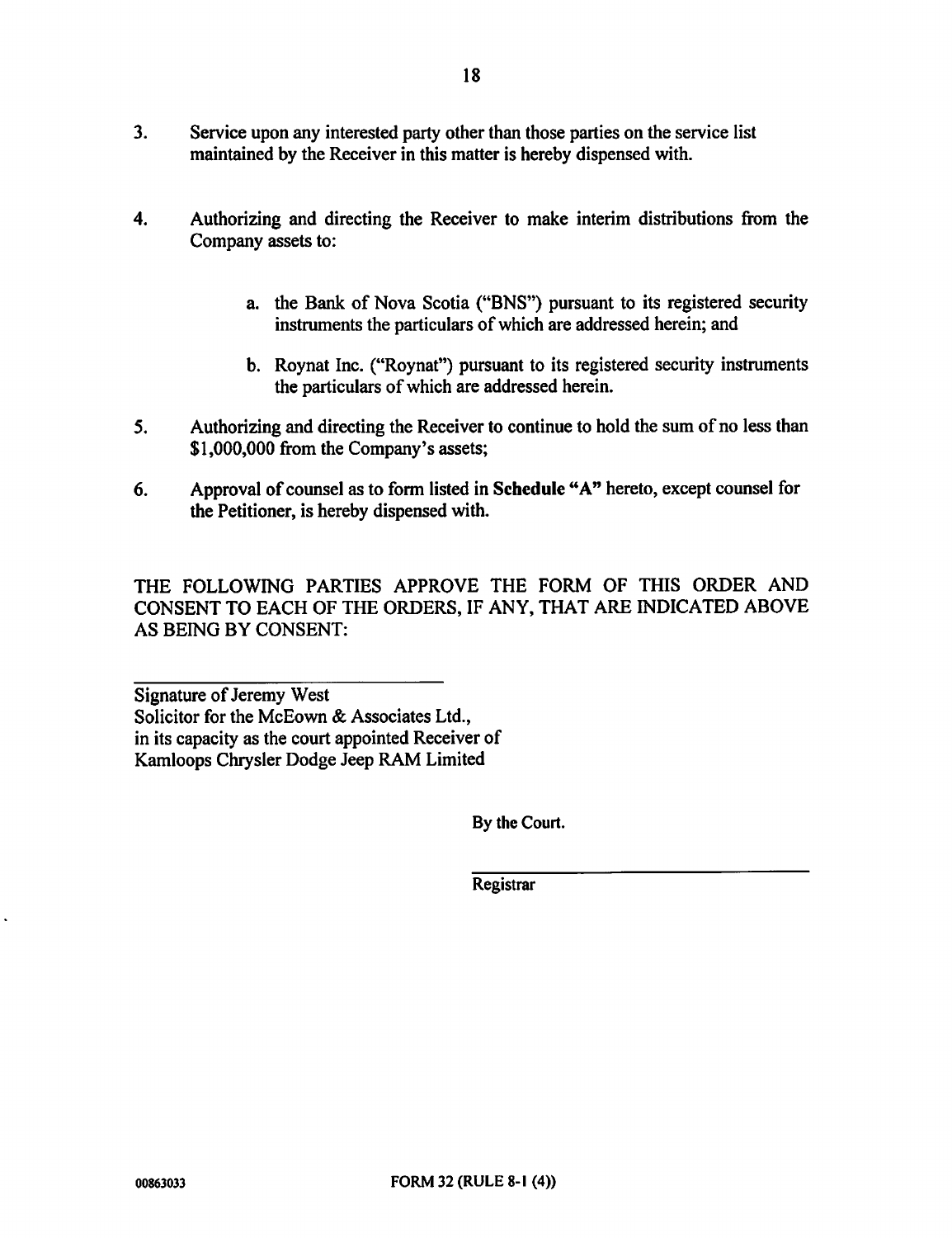3. Service upon any interested party other than those parties on the service list maintained by the Receiver in this matter is hereby dispensed with.

4. Authorizing and directing the Receiver to make interim distributions from the Company assets to:

   a. the Bank of Nova Scotia ("BNS") pursuant to its registered security instruments the particulars of which are addressed herein; and

   b. Roynat Inc. ("Roynat") pursuant to its registered security instruments the particulars of which are addressed herein.

5. Authorizing and directing the Receiver to continue to hold the sum of no less than $1,000,000 from the Company's assets;

6. Approval of counsel as to form listed in **Schedule "A"** hereto, except counsel for the Petitioner, is hereby dispensed with.

THE FOLLOWING PARTIES APPROVE THE FORM OF THIS ORDER AND CONSENT TO EACH OF THE ORDERS, IF ANY, THAT ARE INDICATED ABOVE AS BEING BY CONSENT:

______________________________
Signature of Jeremy West
Solicitor for the McEown & Associates Ltd.,
in its capacity as the court appointed Receiver of
Kamloops Chrysler Dodge Jeep RAM Limited

By the Court.

______________________________
Registrar

00863033

FORM 32 (RULE 8-1 (4))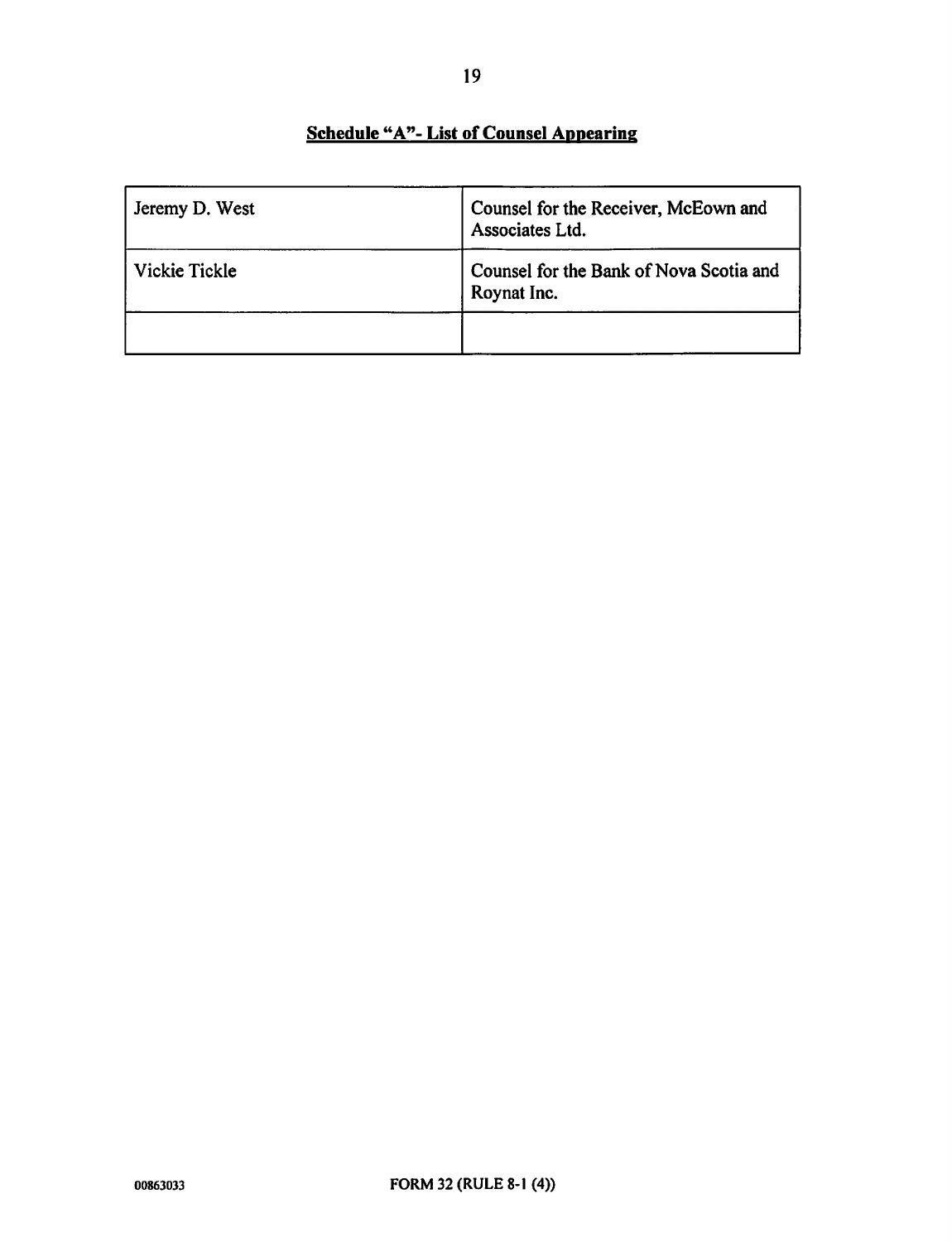**Schedule "A"- List of Counsel Appearing**

| | |
|---|---|
| Jeremy D. West | Counsel for the Receiver, McEown and Associates Ltd. |
| Vickie Tickle | Counsel for the Bank of Nova Scotia and Roynat Inc. |
| | |

00863033

FORM 32 (RULE 8-1 (4))